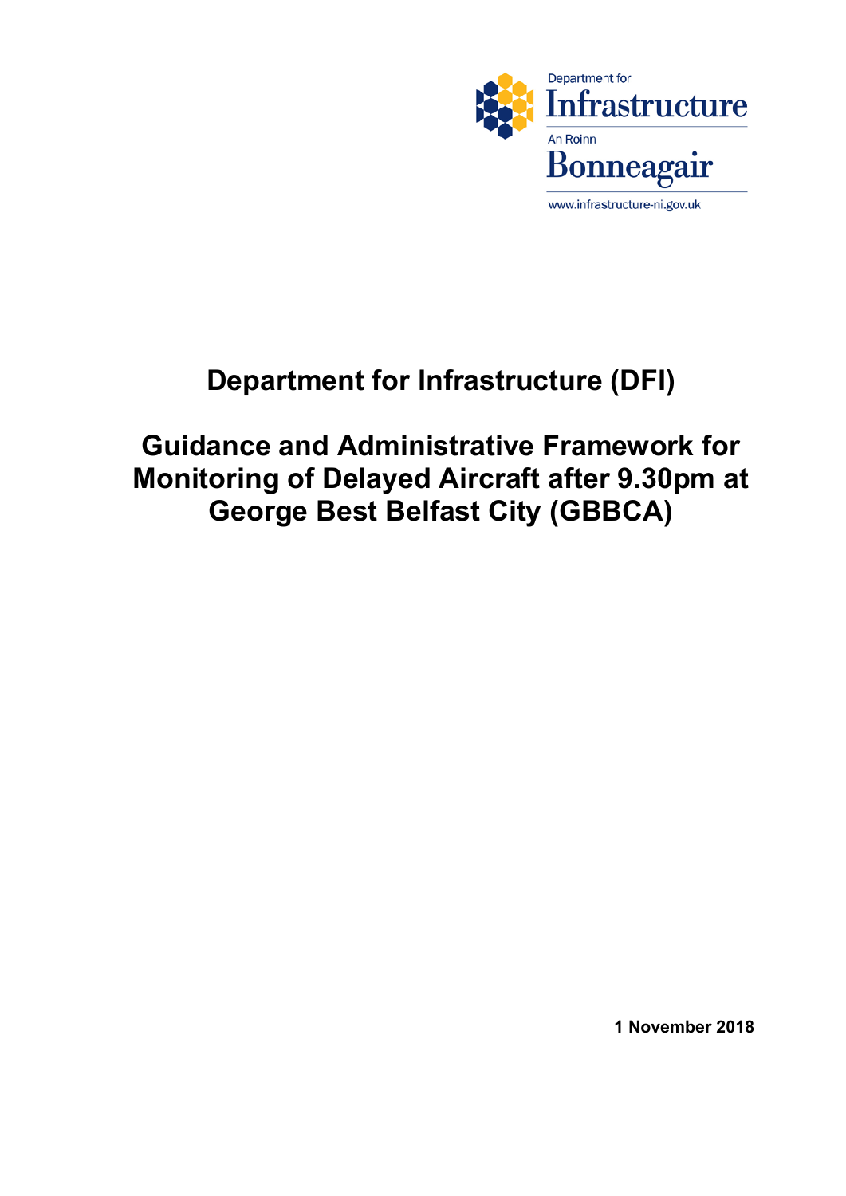Department for Infrastructure

An Roinn Bonneagair

www.infrastructure-ni.gov.uk

# Department for Infrastructure (DFI)

# Guidance and Administrative Framework for Monitoring of Delayed Aircraft after 9.30pm at George Best Belfast City (GBBCA)

**1 November 2018**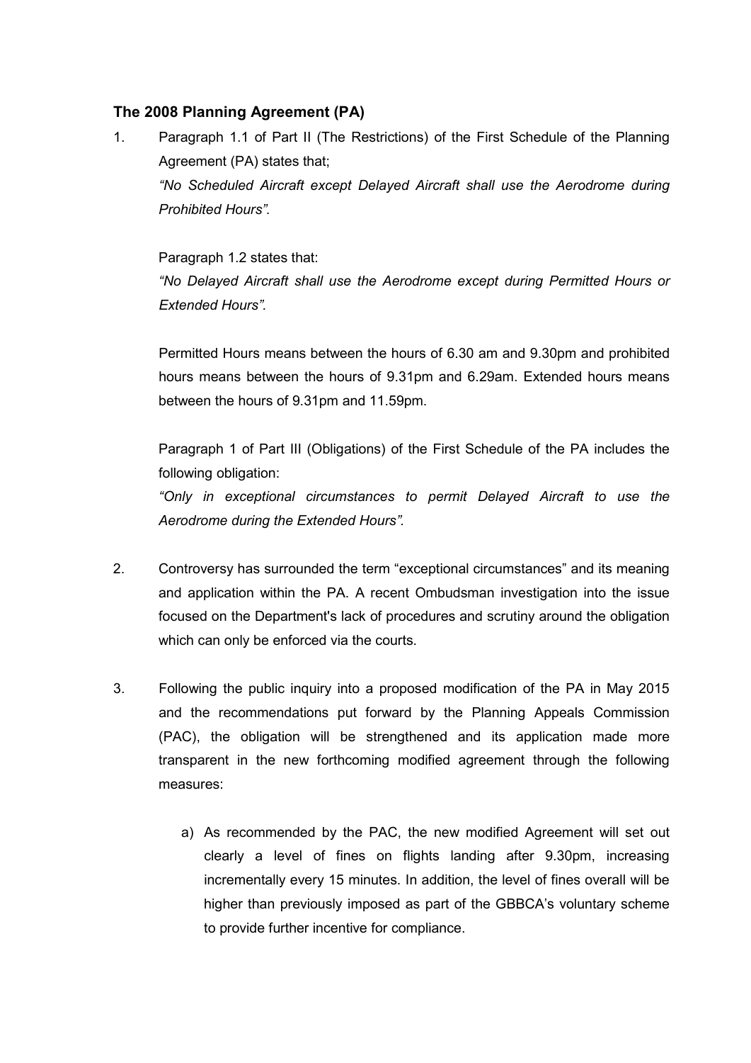### The 2008 Planning Agreement (PA)

1. Paragraph 1.1 of Part II (The Restrictions) of the First Schedule of the Planning Agreement (PA) states that;
   *"No Scheduled Aircraft except Delayed Aircraft shall use the Aerodrome during Prohibited Hours".*

   Paragraph 1.2 states that:
   *"No Delayed Aircraft shall use the Aerodrome except during Permitted Hours or Extended Hours".*

   Permitted Hours means between the hours of 6.30 am and 9.30pm and prohibited hours means between the hours of 9.31pm and 6.29am. Extended hours means between the hours of 9.31pm and 11.59pm.

   Paragraph 1 of Part III (Obligations) of the First Schedule of the PA includes the following obligation:
   *"Only in exceptional circumstances to permit Delayed Aircraft to use the Aerodrome during the Extended Hours".*

2. Controversy has surrounded the term "exceptional circumstances" and its meaning and application within the PA. A recent Ombudsman investigation into the issue focused on the Department's lack of procedures and scrutiny around the obligation which can only be enforced via the courts.

3. Following the public inquiry into a proposed modification of the PA in May 2015 and the recommendations put forward by the Planning Appeals Commission (PAC), the obligation will be strengthened and its application made more transparent in the new forthcoming modified agreement through the following measures:

   a) As recommended by the PAC, the new modified Agreement will set out clearly a level of fines on flights landing after 9.30pm, increasing incrementally every 15 minutes. In addition, the level of fines overall will be higher than previously imposed as part of the GBBCA's voluntary scheme to provide further incentive for compliance.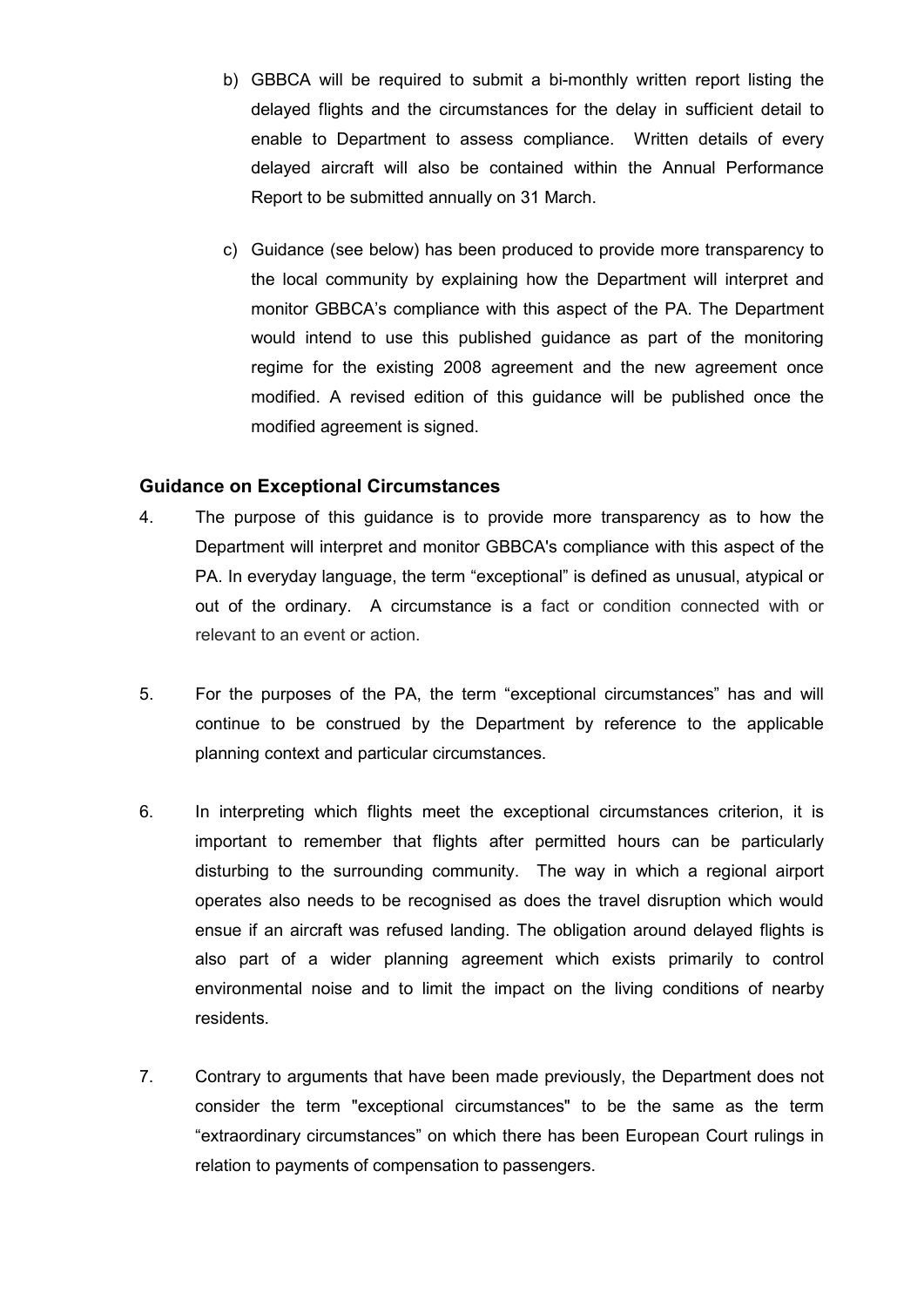b) GBBCA will be required to submit a bi-monthly written report listing the delayed flights and the circumstances for the delay in sufficient detail to enable to Department to assess compliance. Written details of every delayed aircraft will also be contained within the Annual Performance Report to be submitted annually on 31 March.

c) Guidance (see below) has been produced to provide more transparency to the local community by explaining how the Department will interpret and monitor GBBCA's compliance with this aspect of the PA. The Department would intend to use this published guidance as part of the monitoring regime for the existing 2008 agreement and the new agreement once modified. A revised edition of this guidance will be published once the modified agreement is signed.

### Guidance on Exceptional Circumstances

4. The purpose of this guidance is to provide more transparency as to how the Department will interpret and monitor GBBCA's compliance with this aspect of the PA. In everyday language, the term "exceptional" is defined as unusual, atypical or out of the ordinary. A circumstance is a fact or condition connected with or relevant to an event or action.

5. For the purposes of the PA, the term "exceptional circumstances" has and will continue to be construed by the Department by reference to the applicable planning context and particular circumstances.

6. In interpreting which flights meet the exceptional circumstances criterion, it is important to remember that flights after permitted hours can be particularly disturbing to the surrounding community. The way in which a regional airport operates also needs to be recognised as does the travel disruption which would ensue if an aircraft was refused landing. The obligation around delayed flights is also part of a wider planning agreement which exists primarily to control environmental noise and to limit the impact on the living conditions of nearby residents.

7. Contrary to arguments that have been made previously, the Department does not consider the term "exceptional circumstances" to be the same as the term "extraordinary circumstances" on which there has been European Court rulings in relation to payments of compensation to passengers.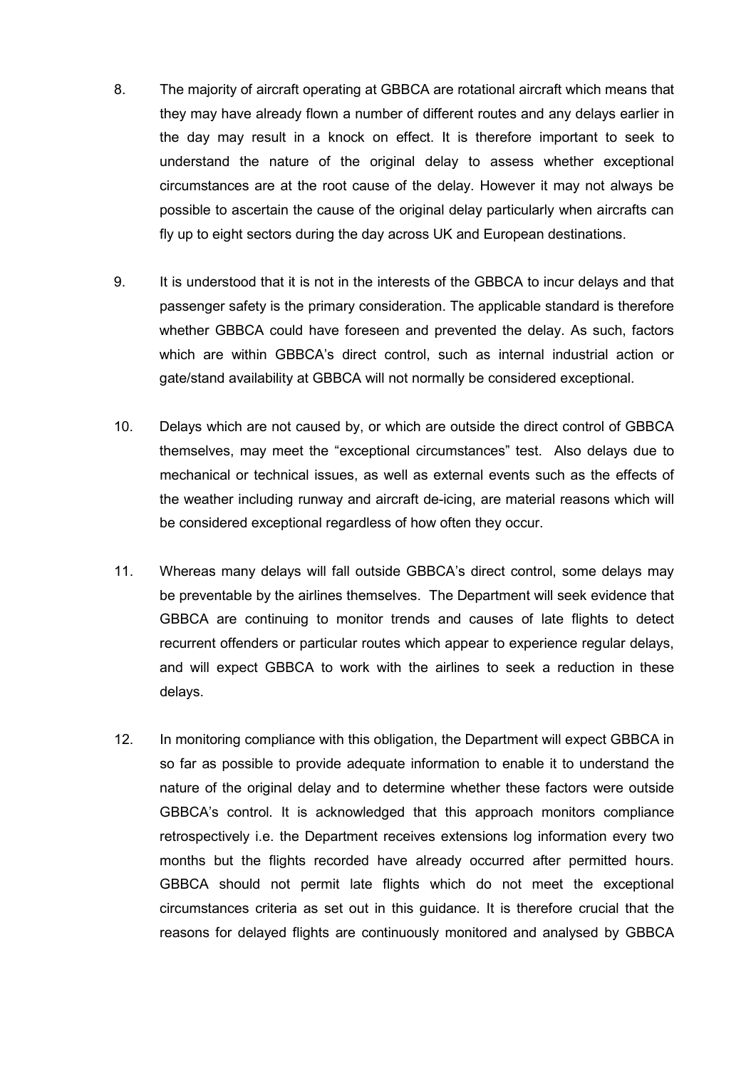8. The majority of aircraft operating at GBBCA are rotational aircraft which means that they may have already flown a number of different routes and any delays earlier in the day may result in a knock on effect. It is therefore important to seek to understand the nature of the original delay to assess whether exceptional circumstances are at the root cause of the delay. However it may not always be possible to ascertain the cause of the original delay particularly when aircrafts can fly up to eight sectors during the day across UK and European destinations.

9. It is understood that it is not in the interests of the GBBCA to incur delays and that passenger safety is the primary consideration. The applicable standard is therefore whether GBBCA could have foreseen and prevented the delay. As such, factors which are within GBBCA's direct control, such as internal industrial action or gate/stand availability at GBBCA will not normally be considered exceptional.

10. Delays which are not caused by, or which are outside the direct control of GBBCA themselves, may meet the "exceptional circumstances" test. Also delays due to mechanical or technical issues, as well as external events such as the effects of the weather including runway and aircraft de-icing, are material reasons which will be considered exceptional regardless of how often they occur.

11. Whereas many delays will fall outside GBBCA's direct control, some delays may be preventable by the airlines themselves. The Department will seek evidence that GBBCA are continuing to monitor trends and causes of late flights to detect recurrent offenders or particular routes which appear to experience regular delays, and will expect GBBCA to work with the airlines to seek a reduction in these delays.

12. In monitoring compliance with this obligation, the Department will expect GBBCA in so far as possible to provide adequate information to enable it to understand the nature of the original delay and to determine whether these factors were outside GBBCA's control. It is acknowledged that this approach monitors compliance retrospectively i.e. the Department receives extensions log information every two months but the flights recorded have already occurred after permitted hours. GBBCA should not permit late flights which do not meet the exceptional circumstances criteria as set out in this guidance. It is therefore crucial that the reasons for delayed flights are continuously monitored and analysed by GBBCA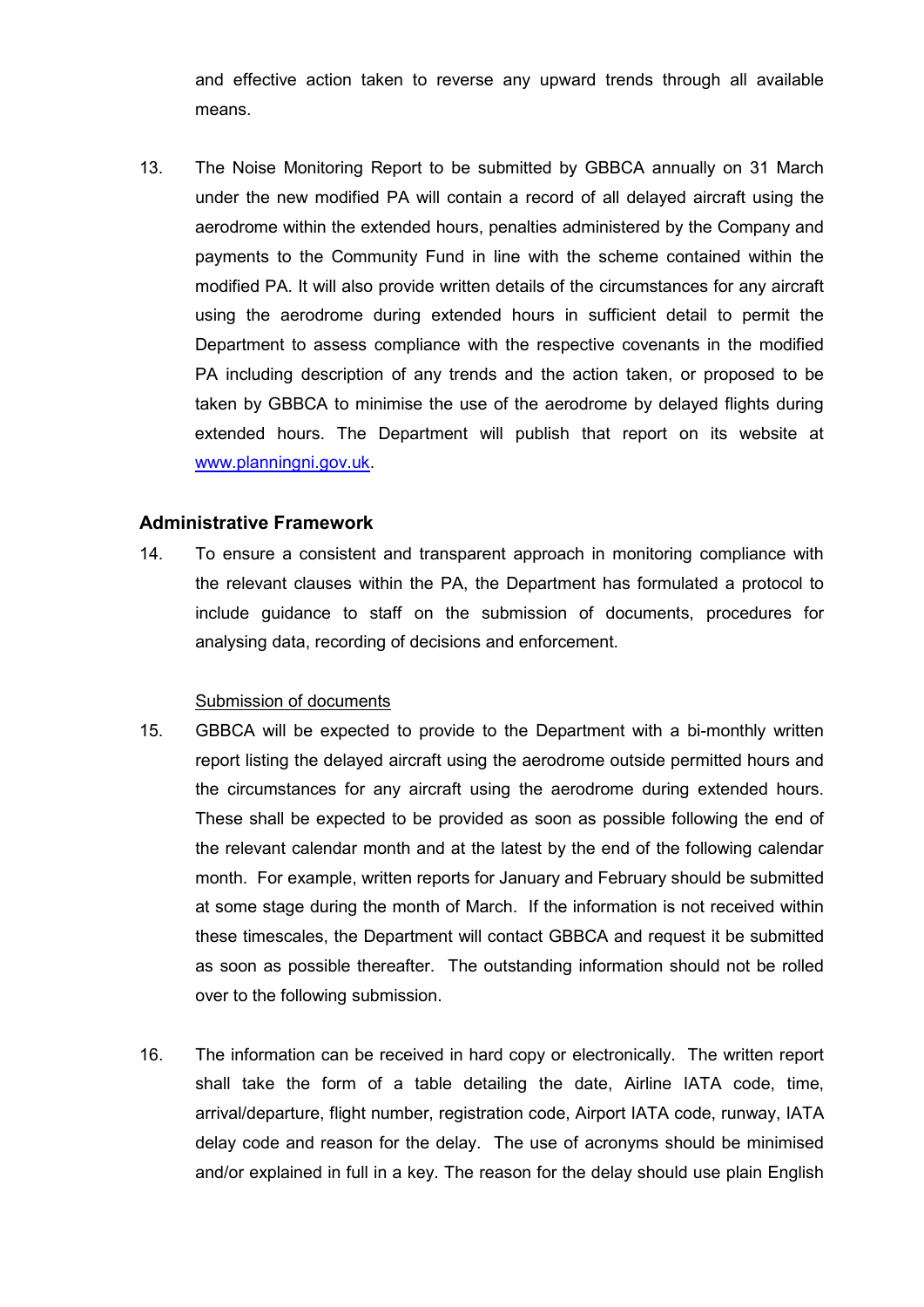and effective action taken to reverse any upward trends through all available means.

13. The Noise Monitoring Report to be submitted by GBBCA annually on 31 March under the new modified PA will contain a record of all delayed aircraft using the aerodrome within the extended hours, penalties administered by the Company and payments to the Community Fund in line with the scheme contained within the modified PA. It will also provide written details of the circumstances for any aircraft using the aerodrome during extended hours in sufficient detail to permit the Department to assess compliance with the respective covenants in the modified PA including description of any trends and the action taken, or proposed to be taken by GBBCA to minimise the use of the aerodrome by delayed flights during extended hours. The Department will publish that report on its website at [www.planningni.gov.uk](http://www.planningni.gov.uk).

## Administrative Framework

14. To ensure a consistent and transparent approach in monitoring compliance with the relevant clauses within the PA, the Department has formulated a protocol to include guidance to staff on the submission of documents, procedures for analysing data, recording of decisions and enforcement.

<u>Submission of documents</u>

15. GBBCA will be expected to provide to the Department with a bi-monthly written report listing the delayed aircraft using the aerodrome outside permitted hours and the circumstances for any aircraft using the aerodrome during extended hours. These shall be expected to be provided as soon as possible following the end of the relevant calendar month and at the latest by the end of the following calendar month. For example, written reports for January and February should be submitted at some stage during the month of March. If the information is not received within these timescales, the Department will contact GBBCA and request it be submitted as soon as possible thereafter. The outstanding information should not be rolled over to the following submission.

16. The information can be received in hard copy or electronically. The written report shall take the form of a table detailing the date, Airline IATA code, time, arrival/departure, flight number, registration code, Airport IATA code, runway, IATA delay code and reason for the delay. The use of acronyms should be minimised and/or explained in full in a key. The reason for the delay should use plain English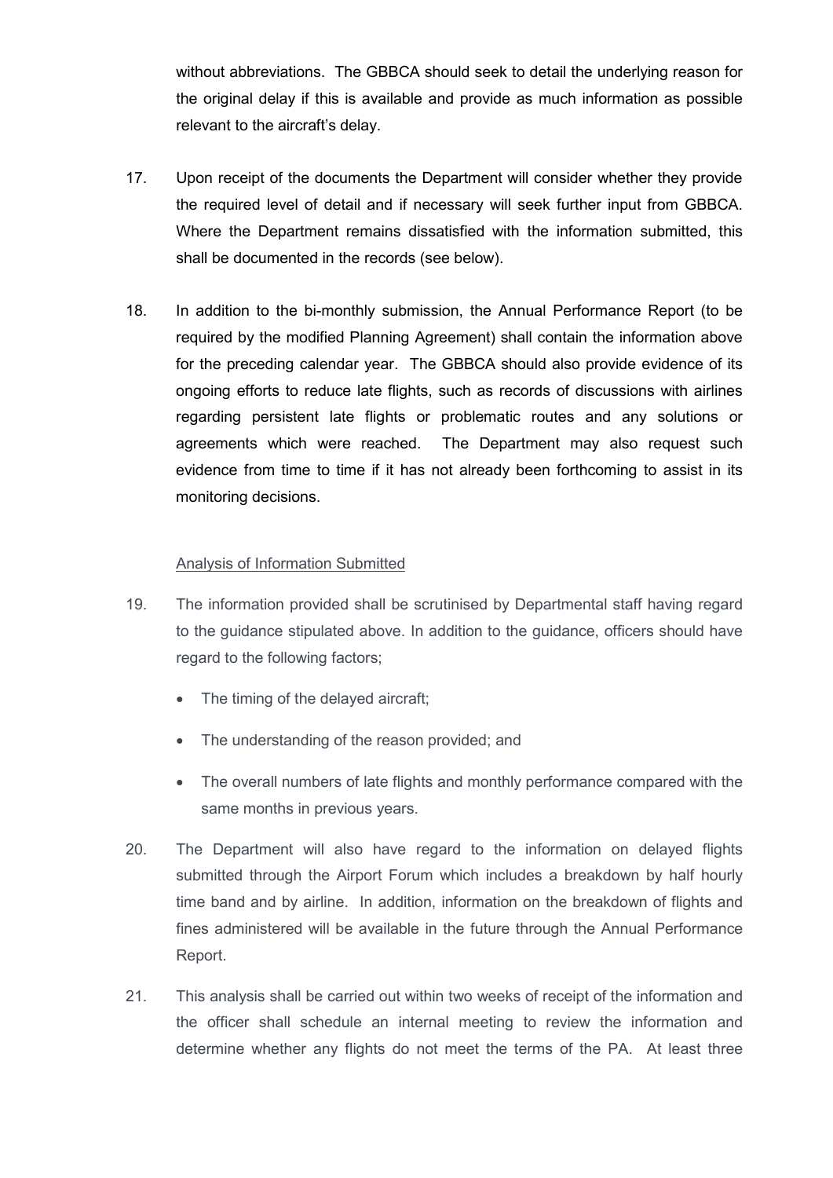without abbreviations. The GBBCA should seek to detail the underlying reason for the original delay if this is available and provide as much information as possible relevant to the aircraft's delay.

17. Upon receipt of the documents the Department will consider whether they provide the required level of detail and if necessary will seek further input from GBBCA. Where the Department remains dissatisfied with the information submitted, this shall be documented in the records (see below).

18. In addition to the bi-monthly submission, the Annual Performance Report (to be required by the modified Planning Agreement) shall contain the information above for the preceding calendar year. The GBBCA should also provide evidence of its ongoing efforts to reduce late flights, such as records of discussions with airlines regarding persistent late flights or problematic routes and any solutions or agreements which were reached. The Department may also request such evidence from time to time if it has not already been forthcoming to assist in its monitoring decisions.

<u>Analysis of Information Submitted</u>

19. The information provided shall be scrutinised by Departmental staff having regard to the guidance stipulated above. In addition to the guidance, officers should have regard to the following factors;

    - The timing of the delayed aircraft;
    - The understanding of the reason provided; and
    - The overall numbers of late flights and monthly performance compared with the same months in previous years.

20. The Department will also have regard to the information on delayed flights submitted through the Airport Forum which includes a breakdown by half hourly time band and by airline. In addition, information on the breakdown of flights and fines administered will be available in the future through the Annual Performance Report.

21. This analysis shall be carried out within two weeks of receipt of the information and the officer shall schedule an internal meeting to review the information and determine whether any flights do not meet the terms of the PA. At least three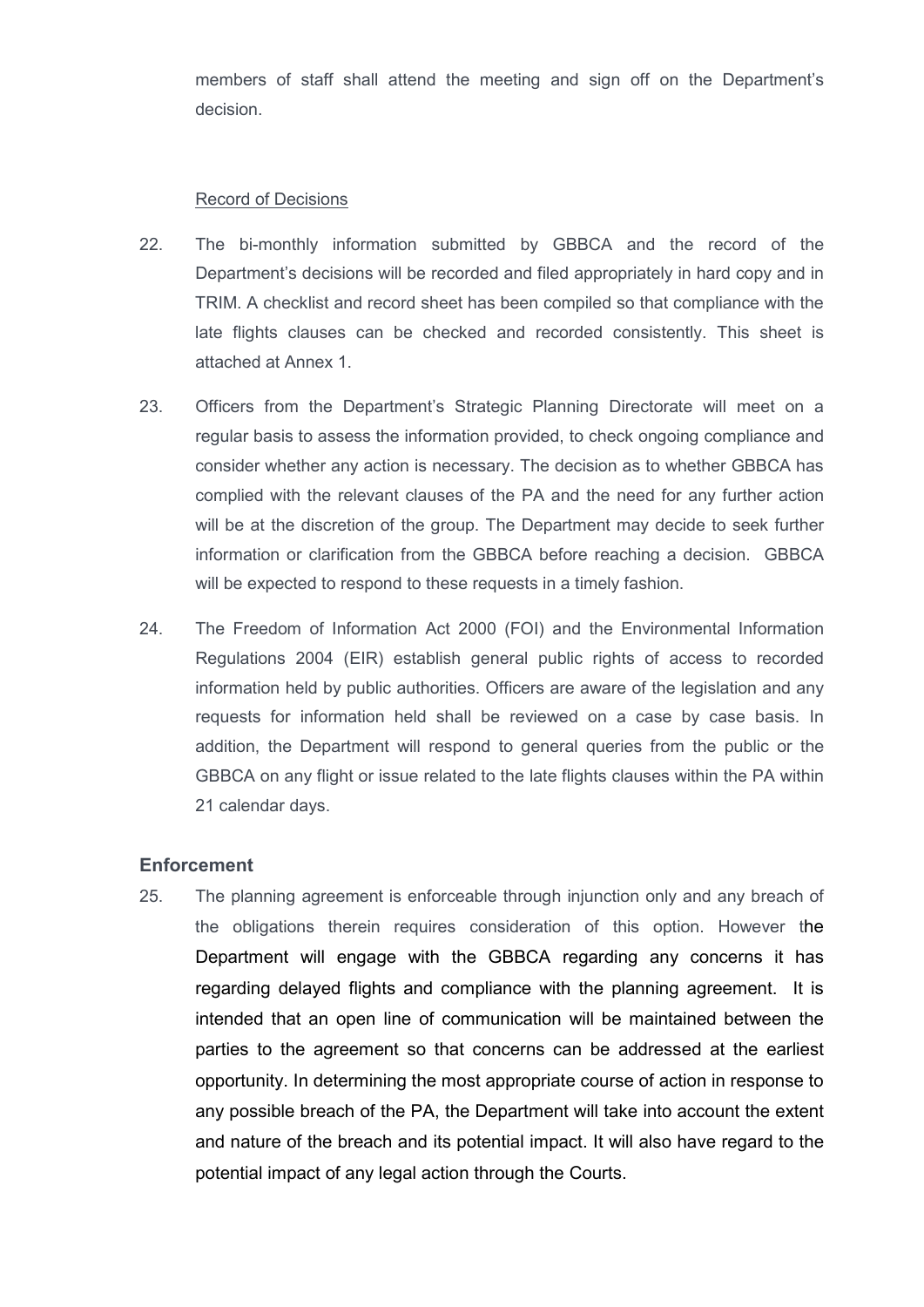members of staff shall attend the meeting and sign off on the Department's decision.

Record of Decisions

22. The bi-monthly information submitted by GBBCA and the record of the Department's decisions will be recorded and filed appropriately in hard copy and in TRIM. A checklist and record sheet has been compiled so that compliance with the late flights clauses can be checked and recorded consistently. This sheet is attached at Annex 1.

23. Officers from the Department's Strategic Planning Directorate will meet on a regular basis to assess the information provided, to check ongoing compliance and consider whether any action is necessary. The decision as to whether GBBCA has complied with the relevant clauses of the PA and the need for any further action will be at the discretion of the group. The Department may decide to seek further information or clarification from the GBBCA before reaching a decision. GBBCA will be expected to respond to these requests in a timely fashion.

24. The Freedom of Information Act 2000 (FOI) and the Environmental Information Regulations 2004 (EIR) establish general public rights of access to recorded information held by public authorities. Officers are aware of the legislation and any requests for information held shall be reviewed on a case by case basis. In addition, the Department will respond to general queries from the public or the GBBCA on any flight or issue related to the late flights clauses within the PA within 21 calendar days.

## Enforcement

25. The planning agreement is enforceable through injunction only and any breach of the obligations therein requires consideration of this option. However the Department will engage with the GBBCA regarding any concerns it has regarding delayed flights and compliance with the planning agreement. It is intended that an open line of communication will be maintained between the parties to the agreement so that concerns can be addressed at the earliest opportunity. In determining the most appropriate course of action in response to any possible breach of the PA, the Department will take into account the extent and nature of the breach and its potential impact. It will also have regard to the potential impact of any legal action through the Courts.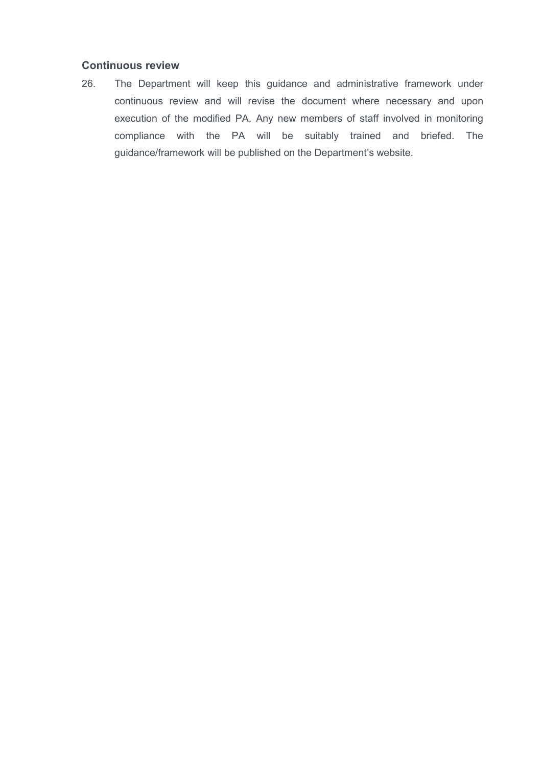### Continuous review

26. The Department will keep this guidance and administrative framework under continuous review and will revise the document where necessary and upon execution of the modified PA. Any new members of staff involved in monitoring compliance with the PA will be suitably trained and briefed. The guidance/framework will be published on the Department's website.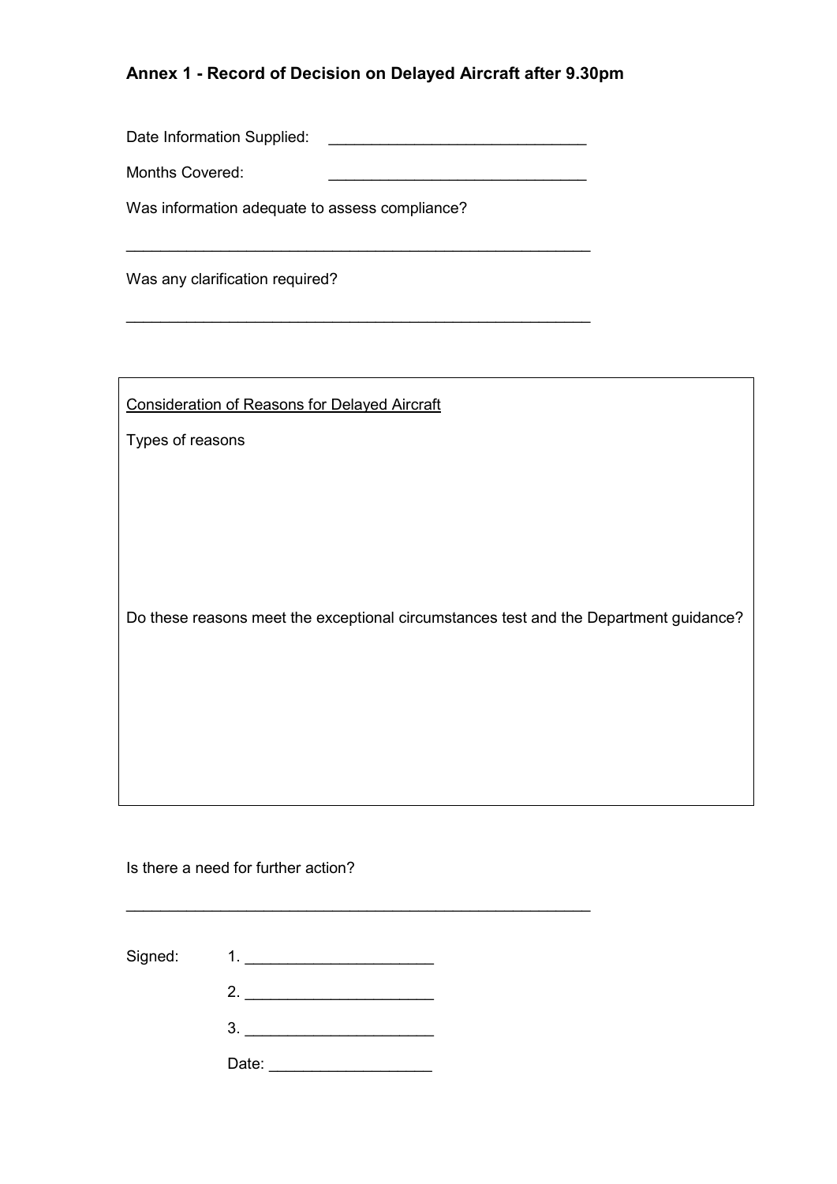## Annex 1 - Record of Decision on Delayed Aircraft after 9.30pm

Date Information Supplied: ______________________________

Months Covered: ______________________________

Was information adequate to assess compliance?

_______________________________________________________

Was any clarification required?

_______________________________________________________

<u>Consideration of Reasons for Delayed Aircraft</u>

Types of reasons

Do these reasons meet the exceptional circumstances test and the Department guidance?

Is there a need for further action?

_______________________________________________________

Signed: 1. ______________________

2. ______________________

3. ______________________

Date: ___________________